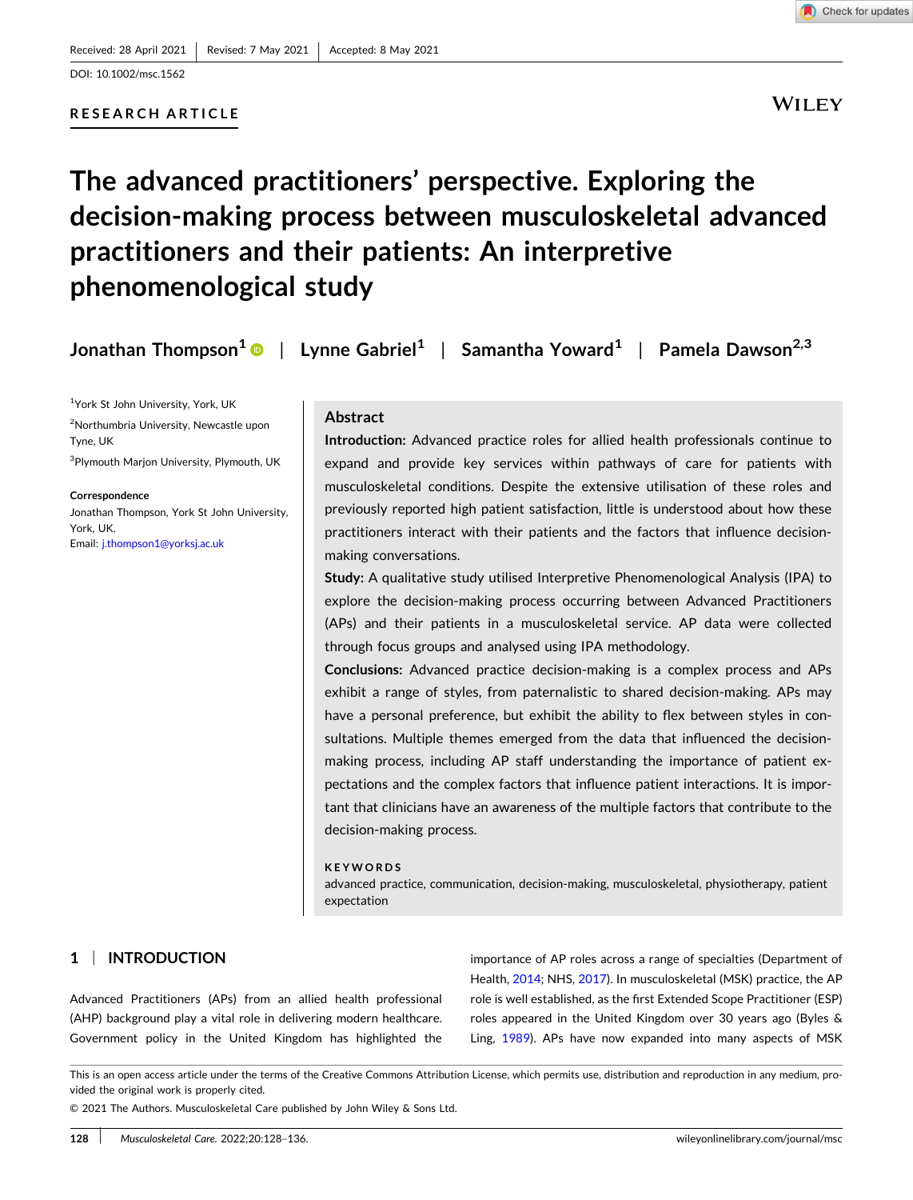Received: 28 April 2021 | Revised: 7 May 2021 | Accepted: 8 May 2021

DOI: 10.1002/msc.1562

RESEARCH ARTICLE

# The advanced practitioners' perspective. Exploring the decision-making process between musculoskeletal advanced practitioners and their patients: An interpretive phenomenological study

Jonathan Thompson[1] | Lynne Gabriel[1] | Samantha Yoward[1] | Pamela Dawson[2,3]

[1]York St John University, York, UK

[2]Northumbria University, Newcastle upon Tyne, UK

[3]Plymouth Marjon University, Plymouth, UK

**Correspondence**

Jonathan Thompson, York St John University, York, UK.
Email: j.thompson1@yorksj.ac.uk

## Abstract

**Introduction:** Advanced practice roles for allied health professionals continue to expand and provide key services within pathways of care for patients with musculoskeletal conditions. Despite the extensive utilisation of these roles and previously reported high patient satisfaction, little is understood about how these practitioners interact with their patients and the factors that influence decision-making conversations.

**Study:** A qualitative study utilised Interpretive Phenomenological Analysis (IPA) to explore the decision-making process occurring between Advanced Practitioners (APs) and their patients in a musculoskeletal service. AP data were collected through focus groups and analysed using IPA methodology.

**Conclusions:** Advanced practice decision-making is a complex process and APs exhibit a range of styles, from paternalistic to shared decision-making. APs may have a personal preference, but exhibit the ability to flex between styles in consultations. Multiple themes emerged from the data that influenced the decision-making process, including AP staff understanding the importance of patient expectations and the complex factors that influence patient interactions. It is important that clinicians have an awareness of the multiple factors that contribute to the decision-making process.

**KEYWORDS**

advanced practice, communication, decision-making, musculoskeletal, physiotherapy, patient expectation

## 1 | INTRODUCTION

Advanced Practitioners (APs) from an allied health professional (AHP) background play a vital role in delivering modern healthcare. Government policy in the United Kingdom has highlighted the importance of AP roles across a range of specialties (Department of Health, 2014; NHS, 2017). In musculoskeletal (MSK) practice, the AP role is well established, as the first Extended Scope Practitioner (ESP) roles appeared in the United Kingdom over 30 years ago (Byles & Ling, 1989). APs have now expanded into many aspects of MSK

This is an open access article under the terms of the Creative Commons Attribution License, which permits use, distribution and reproduction in any medium, provided the original work is properly cited.

© 2021 The Authors. Musculoskeletal Care published by John Wiley & Sons Ltd.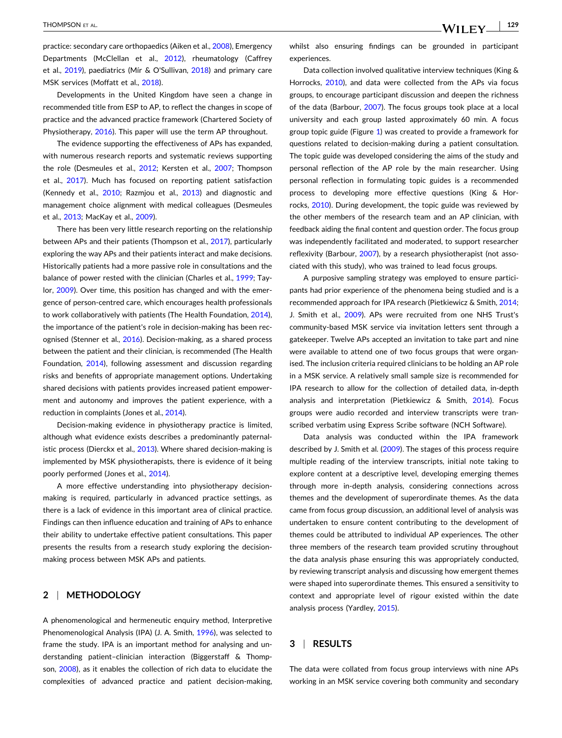practice: secondary care orthopaedics (Aiken et al., 2008), Emergency Departments (McClellan et al., 2012), rheumatology (Caffrey et al., 2019), paediatrics (Mír & O'Sullivan, 2018) and primary care MSK services (Moffatt et al., 2018).

Developments in the United Kingdom have seen a change in recommended title from ESP to AP, to reflect the changes in scope of practice and the advanced practice framework (Chartered Society of Physiotherapy, 2016). This paper will use the term AP throughout.

The evidence supporting the effectiveness of APs has expanded, with numerous research reports and systematic reviews supporting the role (Desmeules et al., 2012; Kersten et al., 2007; Thompson et al., 2017). Much has focused on reporting patient satisfaction (Kennedy et al., 2010; Razmjou et al., 2013) and diagnostic and management choice alignment with medical colleagues (Desmeules et al., 2013; MacKay et al., 2009).

There has been very little research reporting on the relationship between APs and their patients (Thompson et al., 2017), particularly exploring the way APs and their patients interact and make decisions. Historically patients had a more passive role in consultations and the balance of power rested with the clinician (Charles et al., 1999; Taylor, 2009). Over time, this position has changed and with the emergence of person-centred care, which encourages health professionals to work collaboratively with patients (The Health Foundation, 2014), the importance of the patient's role in decision-making has been recognised (Stenner et al., 2016). Decision-making, as a shared process between the patient and their clinician, is recommended (The Health Foundation, 2014), following assessment and discussion regarding risks and benefits of appropriate management options. Undertaking shared decisions with patients provides increased patient empowerment and autonomy and improves the patient experience, with a reduction in complaints (Jones et al., 2014).

Decision-making evidence in physiotherapy practice is limited, although what evidence exists describes a predominantly paternalistic process (Dierckx et al., 2013). Where shared decision-making is implemented by MSK physiotherapists, there is evidence of it being poorly performed (Jones et al., 2014).

A more effective understanding into physiotherapy decision-making is required, particularly in advanced practice settings, as there is a lack of evidence in this important area of clinical practice. Findings can then influence education and training of APs to enhance their ability to undertake effective patient consultations. This paper presents the results from a research study exploring the decision-making process between MSK APs and patients.

## 2 | METHODOLOGY

A phenomenological and hermeneutic enquiry method, Interpretive Phenomenological Analysis (IPA) (J. A. Smith, 1996), was selected to frame the study. IPA is an important method for analysing and understanding patient–clinician interaction (Biggerstaff & Thompson, 2008), as it enables the collection of rich data to elucidate the complexities of advanced practice and patient decision-making, whilst also ensuring findings can be grounded in participant experiences.

Data collection involved qualitative interview techniques (King & Horrocks, 2010), and data were collected from the APs via focus groups, to encourage participant discussion and deepen the richness of the data (Barbour, 2007). The focus groups took place at a local university and each group lasted approximately 60 min. A focus group topic guide (Figure 1) was created to provide a framework for questions related to decision-making during a patient consultation. The topic guide was developed considering the aims of the study and personal reflection of the AP role by the main researcher. Using personal reflection in formulating topic guides is a recommended process to developing more effective questions (King & Horrocks, 2010). During development, the topic guide was reviewed by the other members of the research team and an AP clinician, with feedback aiding the final content and question order. The focus group was independently facilitated and moderated, to support researcher reflexivity (Barbour, 2007), by a research physiotherapist (not associated with this study), who was trained to lead focus groups.

A purposive sampling strategy was employed to ensure participants had prior experience of the phenomena being studied and is a recommended approach for IPA research (Pietkiewicz & Smith, 2014; J. Smith et al., 2009). APs were recruited from one NHS Trust's community-based MSK service via invitation letters sent through a gatekeeper. Twelve APs accepted an invitation to take part and nine were available to attend one of two focus groups that were organised. The inclusion criteria required clinicians to be holding an AP role in a MSK service. A relatively small sample size is recommended for IPA research to allow for the collection of detailed data, in-depth analysis and interpretation (Pietkiewicz & Smith, 2014). Focus groups were audio recorded and interview transcripts were transcribed verbatim using Express Scribe software (NCH Software).

Data analysis was conducted within the IPA framework described by J. Smith et al. (2009). The stages of this process require multiple reading of the interview transcripts, initial note taking to explore content at a descriptive level, developing emerging themes through more in-depth analysis, considering connections across themes and the development of superordinate themes. As the data came from focus group discussion, an additional level of analysis was undertaken to ensure content contributing to the development of themes could be attributed to individual AP experiences. The other three members of the research team provided scrutiny throughout the data analysis phase ensuring this was appropriately conducted, by reviewing transcript analysis and discussing how emergent themes were shaped into superordinate themes. This ensured a sensitivity to context and appropriate level of rigour existed within the date analysis process (Yardley, 2015).

## 3 | RESULTS

The data were collated from focus group interviews with nine APs working in an MSK service covering both community and secondary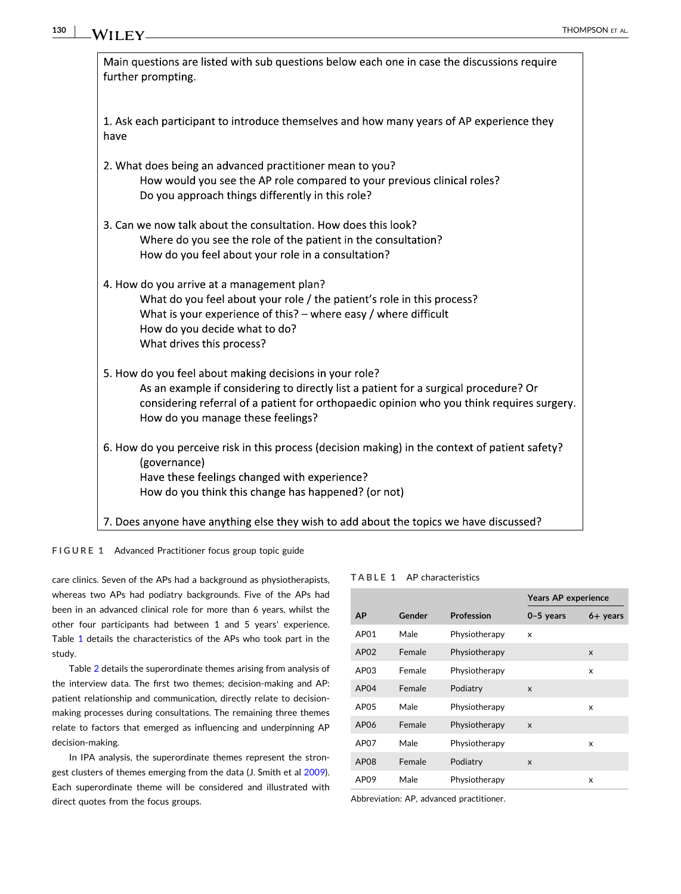Main questions are listed with sub questions below each one in case the discussions require further prompting.

1. Ask each participant to introduce themselves and how many years of AP experience they have

2. What does being an advanced practitioner mean to you?
   - How would you see the AP role compared to your previous clinical roles?
   - Do you approach things differently in this role?

3. Can we now talk about the consultation. How does this look?
   - Where do you see the role of the patient in the consultation?
   - How do you feel about your role in a consultation?

4. How do you arrive at a management plan?
   - What do you feel about your role / the patient's role in this process?
   - What is your experience of this? – where easy / where difficult
   - How do you decide what to do?
   - What drives this process?

5. How do you feel about making decisions in your role?
   - As an example if considering to directly list a patient for a surgical procedure? Or considering referral of a patient for orthopaedic opinion who you think requires surgery.
   - How do you manage these feelings?

6. How do you perceive risk in this process (decision making) in the context of patient safety? (governance)
   - Have these feelings changed with experience?
   - How do you think this change has happened? (or not)

7. Does anyone have anything else they wish to add about the topics we have discussed?

FIGURE 1 Advanced Practitioner focus group topic guide

care clinics. Seven of the APs had a background as physiotherapists, whereas two APs had podiatry backgrounds. Five of the APs had been in an advanced clinical role for more than 6 years, whilst the other four participants had between 1 and 5 years' experience. Table 1 details the characteristics of the APs who took part in the study.

Table 2 details the superordinate themes arising from analysis of the interview data. The first two themes; decision-making and AP: patient relationship and communication, directly relate to decision-making processes during consultations. The remaining three themes relate to factors that emerged as influencing and underpinning AP decision-making.

In IPA analysis, the superordinate themes represent the strongest clusters of themes emerging from the data (J. Smith et al 2009). Each superordinate theme will be considered and illustrated with direct quotes from the focus groups.

TABLE 1 AP characteristics

| | | | Years AP experience | |
|---|---|---|---|---|
| AP | Gender | Profession | 0–5 years | 6+ years |
| AP01 | Male | Physiotherapy | x | |
| AP02 | Female | Physiotherapy | | x |
| AP03 | Female | Physiotherapy | | x |
| AP04 | Female | Podiatry | x | |
| AP05 | Male | Physiotherapy | | x |
| AP06 | Female | Physiotherapy | x | |
| AP07 | Male | Physiotherapy | | x |
| AP08 | Female | Podiatry | x | |
| AP09 | Male | Physiotherapy | | x |

Abbreviation: AP, advanced practitioner.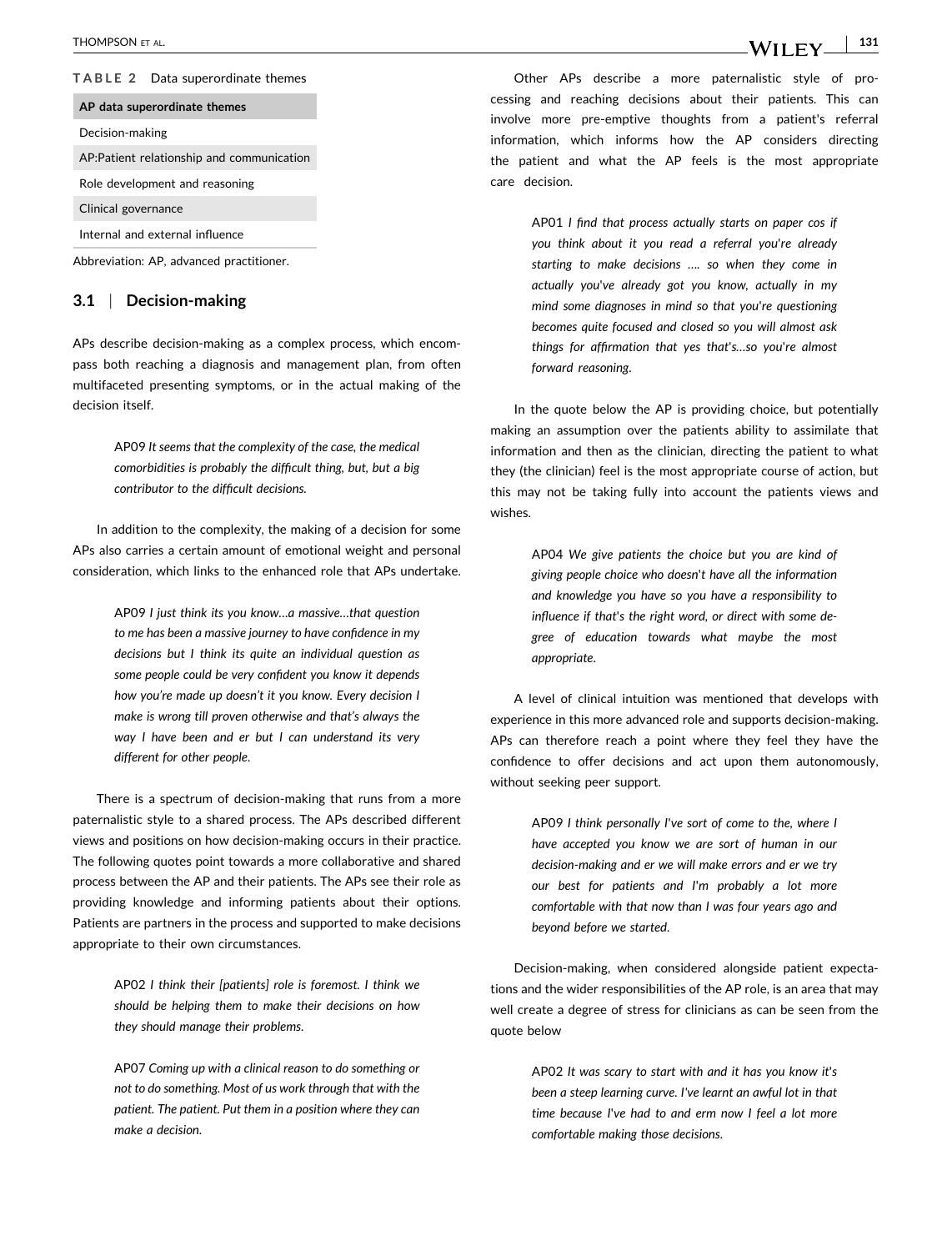**TABLE 2** Data superordinate themes

| AP data superordinate themes |
| --- |
| Decision-making |
| AP:Patient relationship and communication |
| Role development and reasoning |
| Clinical governance |
| Internal and external influence |

Abbreviation: AP, advanced practitioner.

## 3.1 | Decision-making

APs describe decision-making as a complex process, which encompass both reaching a diagnosis and management plan, from often multifaceted presenting symptoms, or in the actual making of the decision itself.

> AP09 *It seems that the complexity of the case, the medical comorbidities is probably the difficult thing, but, but a big contributor to the difficult decisions.*

In addition to the complexity, the making of a decision for some APs also carries a certain amount of emotional weight and personal consideration, which links to the enhanced role that APs undertake.

> AP09 *I just think its you know…a massive…that question to me has been a massive journey to have confidence in my decisions but I think its quite an individual question as some people could be very confident you know it depends how you're made up doesn't it you know. Every decision I make is wrong till proven otherwise and that's always the way I have been and er but I can understand its very different for other people.*

There is a spectrum of decision-making that runs from a more paternalistic style to a shared process. The APs described different views and positions on how decision-making occurs in their practice. The following quotes point towards a more collaborative and shared process between the AP and their patients. The APs see their role as providing knowledge and informing patients about their options. Patients are partners in the process and supported to make decisions appropriate to their own circumstances.

> AP02 *I think their [patients] role is foremost. I think we should be helping them to make their decisions on how they should manage their problems.*

> AP07 *Coming up with a clinical reason to do something or not to do something. Most of us work through that with the patient. The patient. Put them in a position where they can make a decision.*

Other APs describe a more paternalistic style of processing and reaching decisions about their patients. This can involve more pre-emptive thoughts from a patient's referral information, which informs how the AP considers directing the patient and what the AP feels is the most appropriate care decision.

> AP01 *I find that process actually starts on paper cos if you think about it you read a referral you're already starting to make decisions …. so when they come in actually you've already got you know, actually in my mind some diagnoses in mind so that you're questioning becomes quite focused and closed so you will almost ask things for affirmation that yes that's…so you're almost forward reasoning.*

In the quote below the AP is providing choice, but potentially making an assumption over the patients ability to assimilate that information and then as the clinician, directing the patient to what they (the clinician) feel is the most appropriate course of action, but this may not be taking fully into account the patients views and wishes.

> AP04 *We give patients the choice but you are kind of giving people choice who doesn't have all the information and knowledge you have so you have a responsibility to influence if that's the right word, or direct with some degree of education towards what maybe the most appropriate.*

A level of clinical intuition was mentioned that develops with experience in this more advanced role and supports decision-making. APs can therefore reach a point where they feel they have the confidence to offer decisions and act upon them autonomously, without seeking peer support.

> AP09 *I think personally I've sort of come to the, where I have accepted you know we are sort of human in our decision-making and er we will make errors and er we try our best for patients and I'm probably a lot more comfortable with that now than I was four years ago and beyond before we started.*

Decision-making, when considered alongside patient expectations and the wider responsibilities of the AP role, is an area that may well create a degree of stress for clinicians as can be seen from the quote below

> AP02 *It was scary to start with and it has you know it's been a steep learning curve. I've learnt an awful lot in that time because I've had to and erm now I feel a lot more comfortable making those decisions.*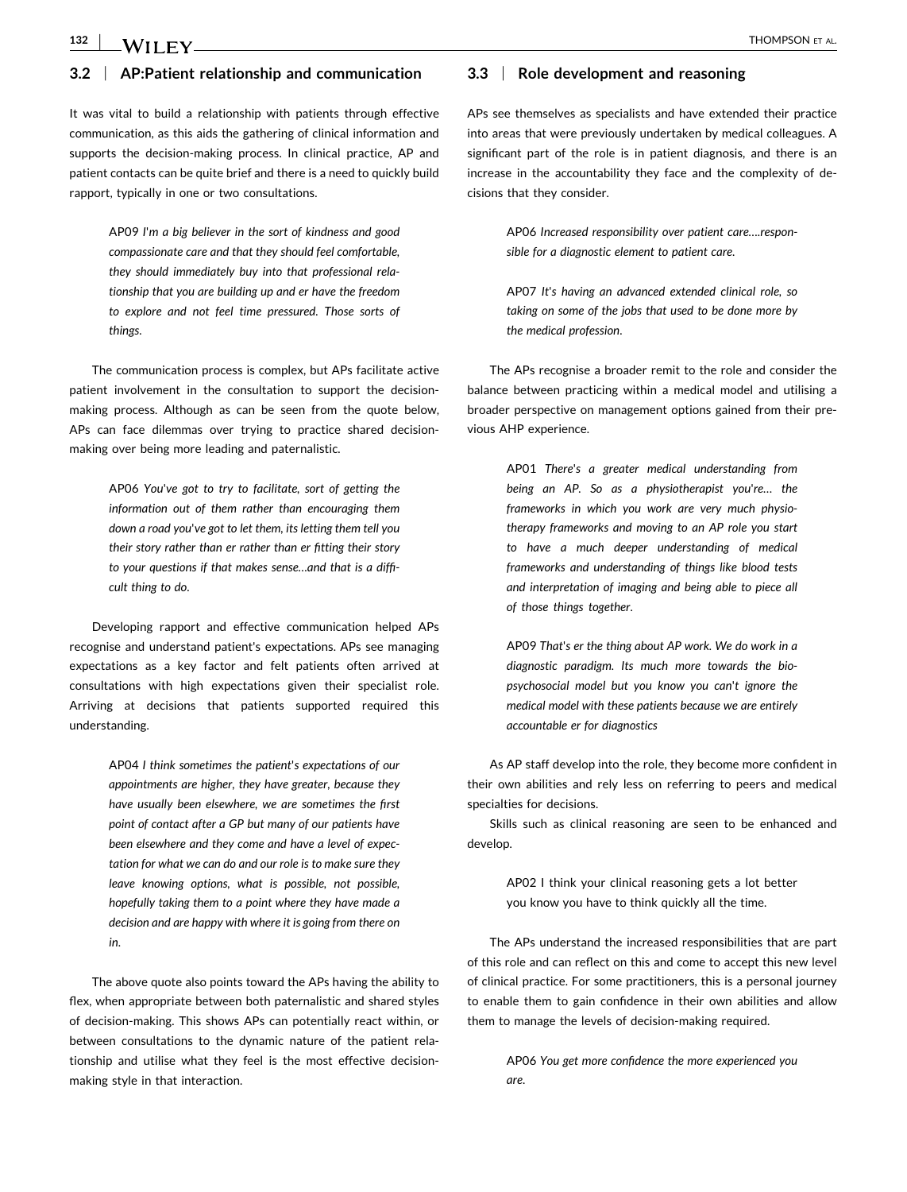### 3.2 | AP:Patient relationship and communication

It was vital to build a relationship with patients through effective communication, as this aids the gathering of clinical information and supports the decision-making process. In clinical practice, AP and patient contacts can be quite brief and there is a need to quickly build rapport, typically in one or two consultations.

> AP09 *I'm a big believer in the sort of kindness and good compassionate care and that they should feel comfortable, they should immediately buy into that professional relationship that you are building up and er have the freedom to explore and not feel time pressured. Those sorts of things.*

The communication process is complex, but APs facilitate active patient involvement in the consultation to support the decision-making process. Although as can be seen from the quote below, APs can face dilemmas over trying to practice shared decision-making over being more leading and paternalistic.

> AP06 *You've got to try to facilitate, sort of getting the information out of them rather than encouraging them down a road you've got to let them, its letting them tell you their story rather than er rather than er fitting their story to your questions if that makes sense…and that is a difficult thing to do.*

Developing rapport and effective communication helped APs recognise and understand patient's expectations. APs see managing expectations as a key factor and felt patients often arrived at consultations with high expectations given their specialist role. Arriving at decisions that patients supported required this understanding.

> AP04 *I think sometimes the patient's expectations of our appointments are higher, they have greater, because they have usually been elsewhere, we are sometimes the first point of contact after a GP but many of our patients have been elsewhere and they come and have a level of expectation for what we can do and our role is to make sure they leave knowing options, what is possible, not possible, hopefully taking them to a point where they have made a decision and are happy with where it is going from there on in.*

The above quote also points toward the APs having the ability to flex, when appropriate between both paternalistic and shared styles of decision-making. This shows APs can potentially react within, or between consultations to the dynamic nature of the patient relationship and utilise what they feel is the most effective decision-making style in that interaction.

### 3.3 | Role development and reasoning

APs see themselves as specialists and have extended their practice into areas that were previously undertaken by medical colleagues. A significant part of the role is in patient diagnosis, and there is an increase in the accountability they face and the complexity of decisions that they consider.

> AP06 *Increased responsibility over patient care….responsible for a diagnostic element to patient care.*

> AP07 *It's having an advanced extended clinical role, so taking on some of the jobs that used to be done more by the medical profession.*

The APs recognise a broader remit to the role and consider the balance between practicing within a medical model and utilising a broader perspective on management options gained from their previous AHP experience.

> AP01 *There's a greater medical understanding from being an AP. So as a physiotherapist you're… the frameworks in which you work are very much physiotherapy frameworks and moving to an AP role you start to have a much deeper understanding of medical frameworks and understanding of things like blood tests and interpretation of imaging and being able to piece all of those things together.*

> AP09 *That's er the thing about AP work. We do work in a diagnostic paradigm. Its much more towards the biopsychosocial model but you know you can't ignore the medical model with these patients because we are entirely accountable er for diagnostics*

As AP staff develop into the role, they become more confident in their own abilities and rely less on referring to peers and medical specialties for decisions.

Skills such as clinical reasoning are seen to be enhanced and develop.

> AP02 I think your clinical reasoning gets a lot better you know you have to think quickly all the time.

The APs understand the increased responsibilities that are part of this role and can reflect on this and come to accept this new level of clinical practice. For some practitioners, this is a personal journey to enable them to gain confidence in their own abilities and allow them to manage the levels of decision-making required.

> AP06 *You get more confidence the more experienced you are.*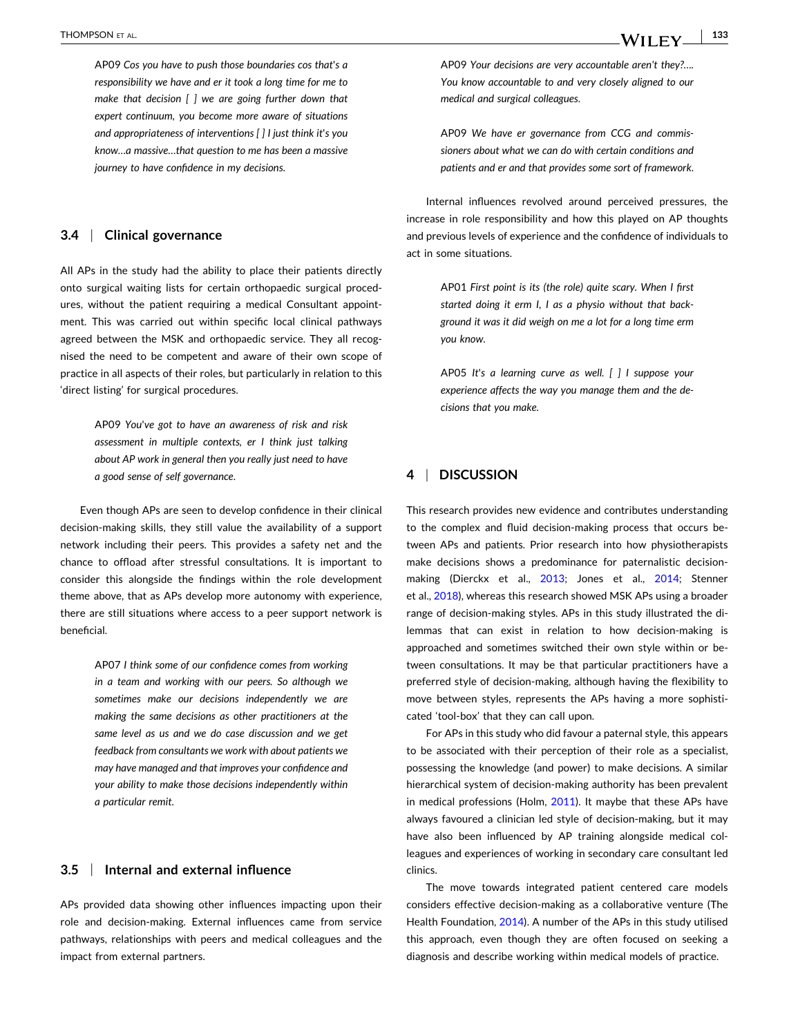> AP09 *Cos you have to push those boundaries cos that's a responsibility we have and er it took a long time for me to make that decision [ ] we are going further down that expert continuum, you become more aware of situations and appropriateness of interventions [ ] I just think it's you know…a massive…that question to me has been a massive journey to have confidence in my decisions.*

### 3.4 | Clinical governance

All APs in the study had the ability to place their patients directly onto surgical waiting lists for certain orthopaedic surgical procedures, without the patient requiring a medical Consultant appointment. This was carried out within specific local clinical pathways agreed between the MSK and orthopaedic service. They all recognised the need to be competent and aware of their own scope of practice in all aspects of their roles, but particularly in relation to this 'direct listing' for surgical procedures.

> AP09 *You've got to have an awareness of risk and risk assessment in multiple contexts, er I think just talking about AP work in general then you really just need to have a good sense of self governance.*

Even though APs are seen to develop confidence in their clinical decision-making skills, they still value the availability of a support network including their peers. This provides a safety net and the chance to offload after stressful consultations. It is important to consider this alongside the findings within the role development theme above, that as APs develop more autonomy with experience, there are still situations where access to a peer support network is beneficial.

> AP07 *I think some of our confidence comes from working in a team and working with our peers. So although we sometimes make our decisions independently we are making the same decisions as other practitioners at the same level as us and we do case discussion and we get feedback from consultants we work with about patients we may have managed and that improves your confidence and your ability to make those decisions independently within a particular remit.*

### 3.5 | Internal and external influence

APs provided data showing other influences impacting upon their role and decision-making. External influences came from service pathways, relationships with peers and medical colleagues and the impact from external partners.

> AP09 *Your decisions are very accountable aren't they?…. You know accountable to and very closely aligned to our medical and surgical colleagues.*

> AP09 *We have er governance from CCG and commissioners about what we can do with certain conditions and patients and er and that provides some sort of framework.*

Internal influences revolved around perceived pressures, the increase in role responsibility and how this played on AP thoughts and previous levels of experience and the confidence of individuals to act in some situations.

> AP01 *First point is its (the role) quite scary. When I first started doing it erm I, I as a physio without that background it was it did weigh on me a lot for a long time erm you know.*

> AP05 *It's a learning curve as well. [ ] I suppose your experience affects the way you manage them and the decisions that you make.*

## 4 | DISCUSSION

This research provides new evidence and contributes understanding to the complex and fluid decision-making process that occurs between APs and patients. Prior research into how physiotherapists make decisions shows a predominance for paternalistic decision-making (Dierckx et al., 2013; Jones et al., 2014; Stenner et al., 2018), whereas this research showed MSK APs using a broader range of decision-making styles. APs in this study illustrated the dilemmas that can exist in relation to how decision-making is approached and sometimes switched their own style within or between consultations. It may be that particular practitioners have a preferred style of decision-making, although having the flexibility to move between styles, represents the APs having a more sophisticated 'tool-box' that they can call upon.

For APs in this study who did favour a paternal style, this appears to be associated with their perception of their role as a specialist, possessing the knowledge (and power) to make decisions. A similar hierarchical system of decision-making authority has been prevalent in medical professions (Holm, 2011). It maybe that these APs have always favoured a clinician led style of decision-making, but it may have also been influenced by AP training alongside medical colleagues and experiences of working in secondary care consultant led clinics.

The move towards integrated patient centered care models considers effective decision-making as a collaborative venture (The Health Foundation, 2014). A number of the APs in this study utilised this approach, even though they are often focused on seeking a diagnosis and describe working within medical models of practice.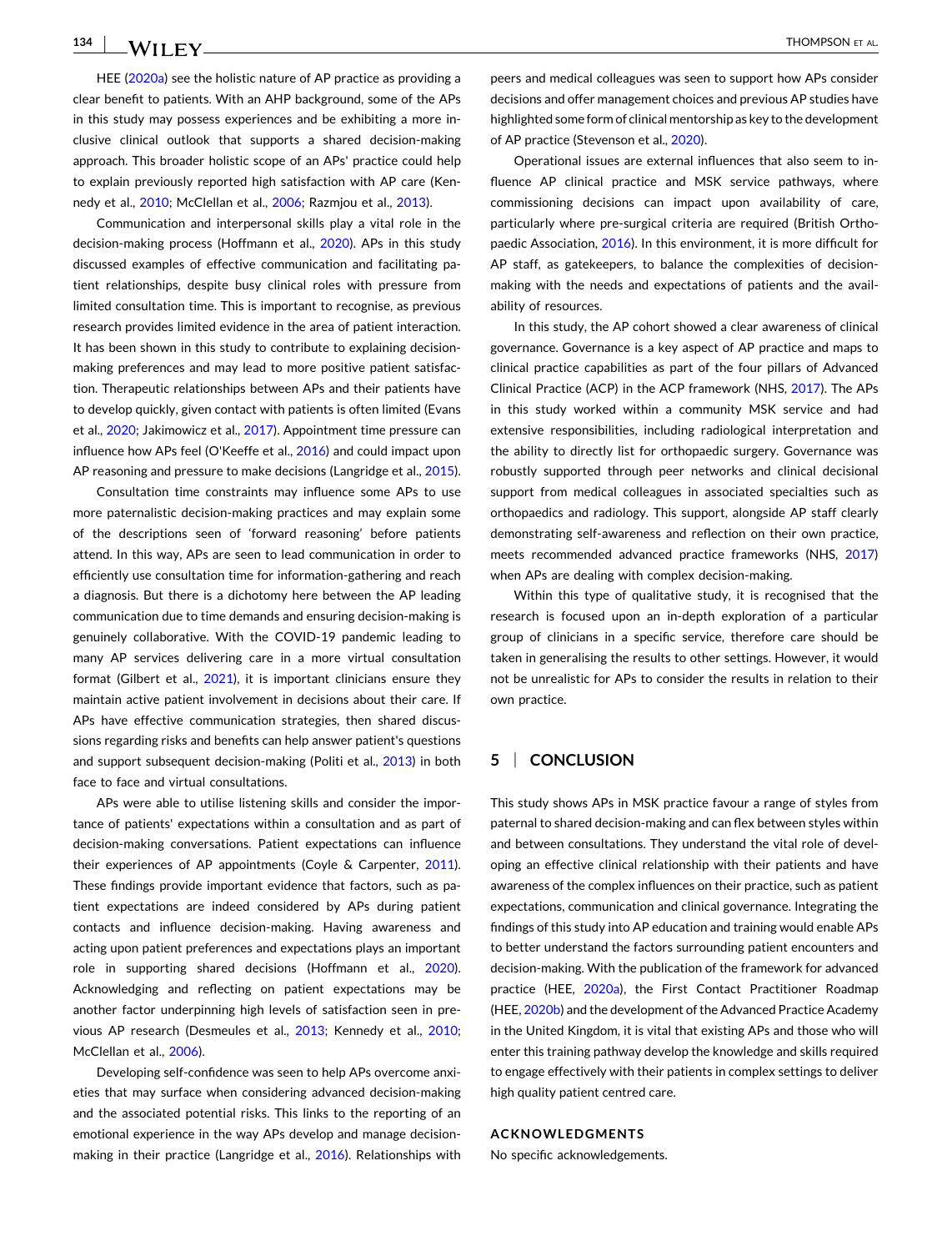HEE (2020a) see the holistic nature of AP practice as providing a clear benefit to patients. With an AHP background, some of the APs in this study may possess experiences and be exhibiting a more inclusive clinical outlook that supports a shared decision-making approach. This broader holistic scope of an APs' practice could help to explain previously reported high satisfaction with AP care (Kennedy et al., 2010; McClellan et al., 2006; Razmjou et al., 2013).

Communication and interpersonal skills play a vital role in the decision-making process (Hoffmann et al., 2020). APs in this study discussed examples of effective communication and facilitating patient relationships, despite busy clinical roles with pressure from limited consultation time. This is important to recognise, as previous research provides limited evidence in the area of patient interaction. It has been shown in this study to contribute to explaining decision-making preferences and may lead to more positive patient satisfaction. Therapeutic relationships between APs and their patients have to develop quickly, given contact with patients is often limited (Evans et al., 2020; Jakimowicz et al., 2017). Appointment time pressure can influence how APs feel (O'Keeffe et al., 2016) and could impact upon AP reasoning and pressure to make decisions (Langridge et al., 2015).

Consultation time constraints may influence some APs to use more paternalistic decision-making practices and may explain some of the descriptions seen of 'forward reasoning' before patients attend. In this way, APs are seen to lead communication in order to efficiently use consultation time for information-gathering and reach a diagnosis. But there is a dichotomy here between the AP leading communication due to time demands and ensuring decision-making is genuinely collaborative. With the COVID-19 pandemic leading to many AP services delivering care in a more virtual consultation format (Gilbert et al., 2021), it is important clinicians ensure they maintain active patient involvement in decisions about their care. If APs have effective communication strategies, then shared discussions regarding risks and benefits can help answer patient's questions and support subsequent decision-making (Politi et al., 2013) in both face to face and virtual consultations.

APs were able to utilise listening skills and consider the importance of patients' expectations within a consultation and as part of decision-making conversations. Patient expectations can influence their experiences of AP appointments (Coyle & Carpenter, 2011). These findings provide important evidence that factors, such as patient expectations are indeed considered by APs during patient contacts and influence decision-making. Having awareness and acting upon patient preferences and expectations plays an important role in supporting shared decisions (Hoffmann et al., 2020). Acknowledging and reflecting on patient expectations may be another factor underpinning high levels of satisfaction seen in previous AP research (Desmeules et al., 2013; Kennedy et al., 2010; McClellan et al., 2006).

Developing self-confidence was seen to help APs overcome anxieties that may surface when considering advanced decision-making and the associated potential risks. This links to the reporting of an emotional experience in the way APs develop and manage decision-making in their practice (Langridge et al., 2016). Relationships with peers and medical colleagues was seen to support how APs consider decisions and offer management choices and previous AP studies have highlighted some form of clinical mentorship as key to the development of AP practice (Stevenson et al., 2020).

Operational issues are external influences that also seem to influence AP clinical practice and MSK service pathways, where commissioning decisions can impact upon availability of care, particularly where pre-surgical criteria are required (British Orthopaedic Association, 2016). In this environment, it is more difficult for AP staff, as gatekeepers, to balance the complexities of decision-making with the needs and expectations of patients and the availability of resources.

In this study, the AP cohort showed a clear awareness of clinical governance. Governance is a key aspect of AP practice and maps to clinical practice capabilities as part of the four pillars of Advanced Clinical Practice (ACP) in the ACP framework (NHS, 2017). The APs in this study worked within a community MSK service and had extensive responsibilities, including radiological interpretation and the ability to directly list for orthopaedic surgery. Governance was robustly supported through peer networks and clinical decisional support from medical colleagues in associated specialties such as orthopaedics and radiology. This support, alongside AP staff clearly demonstrating self-awareness and reflection on their own practice, meets recommended advanced practice frameworks (NHS, 2017) when APs are dealing with complex decision-making.

Within this type of qualitative study, it is recognised that the research is focused upon an in-depth exploration of a particular group of clinicians in a specific service, therefore care should be taken in generalising the results to other settings. However, it would not be unrealistic for APs to consider the results in relation to their own practice.

## 5 | CONCLUSION

This study shows APs in MSK practice favour a range of styles from paternal to shared decision-making and can flex between styles within and between consultations. They understand the vital role of developing an effective clinical relationship with their patients and have awareness of the complex influences on their practice, such as patient expectations, communication and clinical governance. Integrating the findings of this study into AP education and training would enable APs to better understand the factors surrounding patient encounters and decision-making. With the publication of the framework for advanced practice (HEE, 2020a), the First Contact Practitioner Roadmap (HEE, 2020b) and the development of the Advanced Practice Academy in the United Kingdom, it is vital that existing APs and those who will enter this training pathway develop the knowledge and skills required to engage effectively with their patients in complex settings to deliver high quality patient centred care.

### ACKNOWLEDGMENTS

No specific acknowledgements.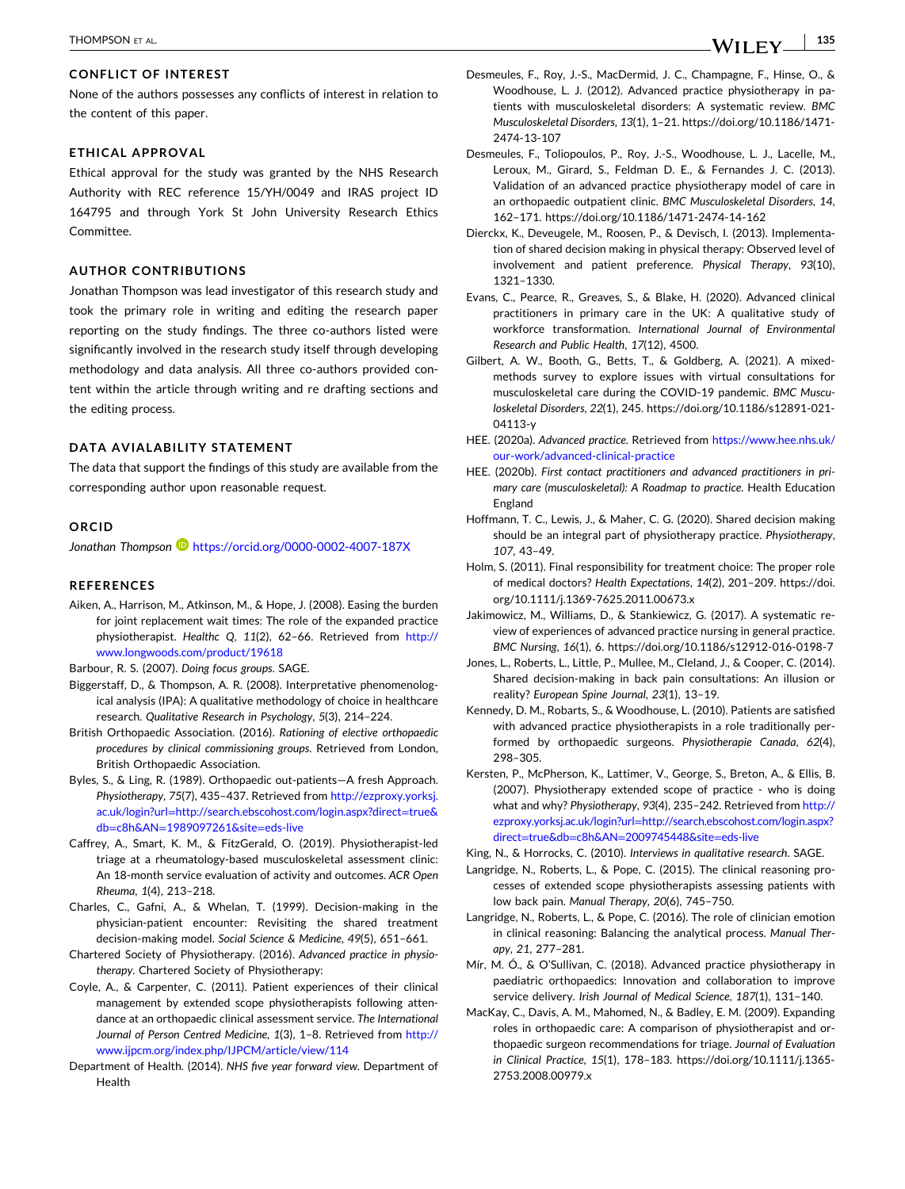## CONFLICT OF INTEREST

None of the authors possesses any conflicts of interest in relation to the content of this paper.

## ETHICAL APPROVAL

Ethical approval for the study was granted by the NHS Research Authority with REC reference 15/YH/0049 and IRAS project ID 164795 and through York St John University Research Ethics Committee.

## AUTHOR CONTRIBUTIONS

Jonathan Thompson was lead investigator of this research study and took the primary role in writing and editing the research paper reporting on the study findings. The three co-authors listed were significantly involved in the research study itself through developing methodology and data analysis. All three co-authors provided content within the article through writing and re drafting sections and the editing process.

## DATA AVIALABILITY STATEMENT

The data that support the findings of this study are available from the corresponding author upon reasonable request.

## ORCID

*Jonathan Thompson* https://orcid.org/0000-0002-4007-187X

## REFERENCES

Aiken, A., Harrison, M., Atkinson, M., & Hope, J. (2008). Easing the burden for joint replacement wait times: The role of the expanded practice physiotherapist. *Healthc Q*, *11*(2), 62–66. Retrieved from http://www.longwoods.com/product/19618

Barbour, R. S. (2007). *Doing focus groups*. SAGE.

Biggerstaff, D., & Thompson, A. R. (2008). Interpretative phenomenological analysis (IPA): A qualitative methodology of choice in healthcare research. *Qualitative Research in Psychology*, *5*(3), 214–224.

British Orthopaedic Association. (2016). *Rationing of elective orthopaedic procedures by clinical commissioning groups*. Retrieved from London, British Orthopaedic Association.

Byles, S., & Ling, R. (1989). Orthopaedic out-patients—A fresh Approach. *Physiotherapy*, *75*(7), 435–437. Retrieved from http://ezproxy.yorksj.ac.uk/login?url=http://search.ebscohost.com/login.aspx?direct=true&db=c8h&AN=1989097261&site=eds-live

Caffrey, A., Smart, K. M., & FitzGerald, O. (2019). Physiotherapist-led triage at a rheumatology-based musculoskeletal assessment clinic: An 18-month service evaluation of activity and outcomes. *ACR Open Rheuma*, *1*(4), 213–218.

Charles, C., Gafni, A., & Whelan, T. (1999). Decision-making in the physician-patient encounter: Revisiting the shared treatment decision-making model. *Social Science & Medicine*, *49*(5), 651–661.

Chartered Society of Physiotherapy. (2016). *Advanced practice in physiotherapy*. Chartered Society of Physiotherapy:

Coyle, A., & Carpenter, C. (2011). Patient experiences of their clinical management by extended scope physiotherapists following attendance at an orthopaedic clinical assessment service. *The International Journal of Person Centred Medicine*, *1*(3), 1–8. Retrieved from http://www.ijpcm.org/index.php/IJPCM/article/view/114

Department of Health. (2014). *NHS five year forward view*. Department of Health

Desmeules, F., Roy, J.-S., MacDermid, J. C., Champagne, F., Hinse, O., & Woodhouse, L. J. (2012). Advanced practice physiotherapy in patients with musculoskeletal disorders: A systematic review. *BMC Musculoskeletal Disorders*, *13*(1), 1–21. https://doi.org/10.1186/1471-2474-13-107

Desmeules, F., Toliopoulos, P., Roy, J.-S., Woodhouse, L. J., Lacelle, M., Leroux, M., Girard, S., Feldman D. E., & Fernandes J. C. (2013). Validation of an advanced practice physiotherapy model of care in an orthopaedic outpatient clinic. *BMC Musculoskeletal Disorders*, *14*, 162–171. https://doi.org/10.1186/1471-2474-14-162

Dierckx, K., Deveugele, M., Roosen, P., & Devisch, I. (2013). Implementation of shared decision making in physical therapy: Observed level of involvement and patient preference. *Physical Therapy*, *93*(10), 1321–1330.

Evans, C., Pearce, R., Greaves, S., & Blake, H. (2020). Advanced clinical practitioners in primary care in the UK: A qualitative study of workforce transformation. *International Journal of Environmental Research and Public Health*, *17*(12), 4500.

Gilbert, A. W., Booth, G., Betts, T., & Goldberg, A. (2021). A mixed-methods survey to explore issues with virtual consultations for musculoskeletal care during the COVID-19 pandemic. *BMC Musculoskeletal Disorders*, *22*(1), 245. https://doi.org/10.1186/s12891-021-04113-y

HEE. (2020a). *Advanced practice*. Retrieved from https://www.hee.nhs.uk/our-work/advanced-clinical-practice

HEE. (2020b). *First contact practitioners and advanced practitioners in primary care (musculoskeletal): A Roadmap to practice*. Health Education England

Hoffmann, T. C., Lewis, J., & Maher, C. G. (2020). Shared decision making should be an integral part of physiotherapy practice. *Physiotherapy*, *107*, 43–49.

Holm, S. (2011). Final responsibility for treatment choice: The proper role of medical doctors? *Health Expectations*, *14*(2), 201–209. https://doi.org/10.1111/j.1369-7625.2011.00673.x

Jakimowicz, M., Williams, D., & Stankiewicz, G. (2017). A systematic review of experiences of advanced practice nursing in general practice. *BMC Nursing*, *16*(1), 6. https://doi.org/10.1186/s12912-016-0198-7

Jones, L., Roberts, L., Little, P., Mullee, M., Cleland, J., & Cooper, C. (2014). Shared decision-making in back pain consultations: An illusion or reality? *European Spine Journal*, *23*(1), 13–19.

Kennedy, D. M., Robarts, S., & Woodhouse, L. (2010). Patients are satisfied with advanced practice physiotherapists in a role traditionally performed by orthopaedic surgeons. *Physiotherapie Canada*, *62*(4), 298–305.

Kersten, P., McPherson, K., Lattimer, V., George, S., Breton, A., & Ellis, B. (2007). Physiotherapy extended scope of practice - who is doing what and why? *Physiotherapy*, *93*(4), 235–242. Retrieved from http://ezproxy.yorksj.ac.uk/login?url=http://search.ebscohost.com/login.aspx?direct=true&db=c8h&AN=2009745448&site=eds-live

King, N., & Horrocks, C. (2010). *Interviews in qualitative research*. SAGE.

Langridge, N., Roberts, L., & Pope, C. (2015). The clinical reasoning processes of extended scope physiotherapists assessing patients with low back pain. *Manual Therapy*, *20*(6), 745–750.

Langridge, N., Roberts, L., & Pope, C. (2016). The role of clinician emotion in clinical reasoning: Balancing the analytical process. *Manual Therapy*, *21*, 277–281.

Mír, M. Ó., & O'Sullivan, C. (2018). Advanced practice physiotherapy in paediatric orthopaedics: Innovation and collaboration to improve service delivery. *Irish Journal of Medical Science*, *187*(1), 131–140.

MacKay, C., Davis, A. M., Mahomed, N., & Badley, E. M. (2009). Expanding roles in orthopaedic care: A comparison of physiotherapist and orthopaedic surgeon recommendations for triage. *Journal of Evaluation in Clinical Practice*, *15*(1), 178–183. https://doi.org/10.1111/j.1365-2753.2008.00979.x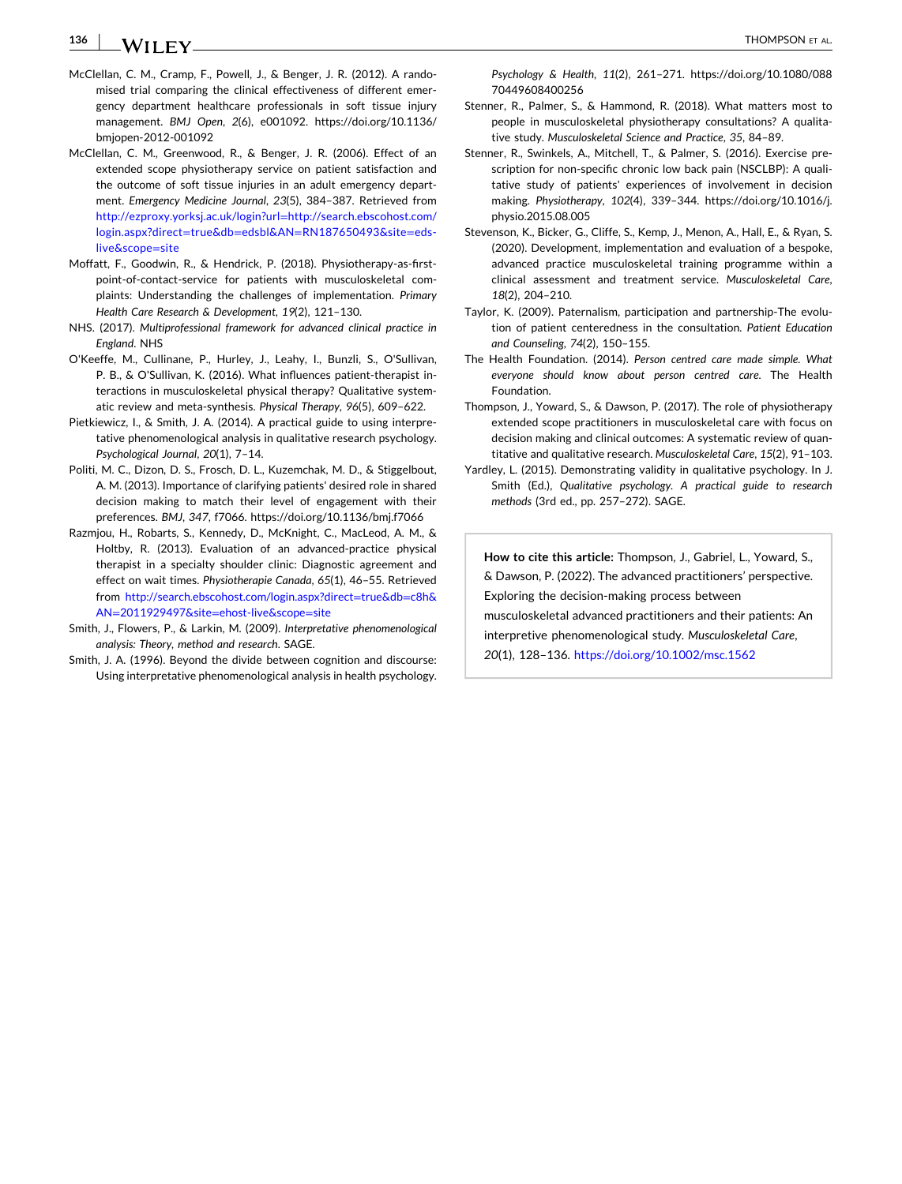McClellan, C. M., Cramp, F., Powell, J., & Benger, J. R. (2012). A randomised trial comparing the clinical effectiveness of different emergency department healthcare professionals in soft tissue injury management. *BMJ Open*, *2*(6), e001092. https://doi.org/10.1136/bmjopen-2012-001092

McClellan, C. M., Greenwood, R., & Benger, J. R. (2006). Effect of an extended scope physiotherapy service on patient satisfaction and the outcome of soft tissue injuries in an adult emergency department. *Emergency Medicine Journal*, *23*(5), 384–387. Retrieved from http://ezproxy.yorksj.ac.uk/login?url=http://search.ebscohost.com/login.aspx?direct=true&db=edsbl&AN=RN187650493&site=eds-live&scope=site

Moffatt, F., Goodwin, R., & Hendrick, P. (2018). Physiotherapy-as-first-point-of-contact-service for patients with musculoskeletal complaints: Understanding the challenges of implementation. *Primary Health Care Research & Development*, *19*(2), 121–130.

NHS. (2017). *Multiprofessional framework for advanced clinical practice in England*. NHS

O'Keeffe, M., Cullinane, P., Hurley, J., Leahy, I., Bunzli, S., O'Sullivan, P. B., & O'Sullivan, K. (2016). What influences patient-therapist interactions in musculoskeletal physical therapy? Qualitative systematic review and meta-synthesis. *Physical Therapy*, *96*(5), 609–622.

Pietkiewicz, I., & Smith, J. A. (2014). A practical guide to using interpretative phenomenological analysis in qualitative research psychology. *Psychological Journal*, *20*(1), 7–14.

Politi, M. C., Dizon, D. S., Frosch, D. L., Kuzemchak, M. D., & Stiggelbout, A. M. (2013). Importance of clarifying patients' desired role in shared decision making to match their level of engagement with their preferences. *BMJ*, *347*, f7066. https://doi.org/10.1136/bmj.f7066

Razmjou, H., Robarts, S., Kennedy, D., McKnight, C., MacLeod, A. M., & Holtby, R. (2013). Evaluation of an advanced-practice physical therapist in a specialty shoulder clinic: Diagnostic agreement and effect on wait times. *Physiotherapie Canada*, *65*(1), 46–55. Retrieved from http://search.ebscohost.com/login.aspx?direct=true&db=c8h&AN=2011929497&site=ehost-live&scope=site

Smith, J., Flowers, P., & Larkin, M. (2009). *Interpretative phenomenological analysis: Theory, method and research*. SAGE.

Smith, J. A. (1996). Beyond the divide between cognition and discourse: Using interpretative phenomenological analysis in health psychology. *Psychology & Health*, *11*(2), 261–271. https://doi.org/10.1080/08870449608400256

Stenner, R., Palmer, S., & Hammond, R. (2018). What matters most to people in musculoskeletal physiotherapy consultations? A qualitative study. *Musculoskeletal Science and Practice*, *35*, 84–89.

Stenner, R., Swinkels, A., Mitchell, T., & Palmer, S. (2016). Exercise prescription for non-specific chronic low back pain (NSCLBP): A qualitative study of patients' experiences of involvement in decision making. *Physiotherapy*, *102*(4), 339–344. https://doi.org/10.1016/j.physio.2015.08.005

Stevenson, K., Bicker, G., Cliffe, S., Kemp, J., Menon, A., Hall, E., & Ryan, S. (2020). Development, implementation and evaluation of a bespoke, advanced practice musculoskeletal training programme within a clinical assessment and treatment service. *Musculoskeletal Care*, *18*(2), 204–210.

Taylor, K. (2009). Paternalism, participation and partnership-The evolution of patient centeredness in the consultation. *Patient Education and Counseling*, *74*(2), 150–155.

The Health Foundation. (2014). *Person centred care made simple. What everyone should know about person centred care*. The Health Foundation.

Thompson, J., Yoward, S., & Dawson, P. (2017). The role of physiotherapy extended scope practitioners in musculoskeletal care with focus on decision making and clinical outcomes: A systematic review of quantitative and qualitative research. *Musculoskeletal Care*, *15*(2), 91–103.

Yardley, L. (2015). Demonstrating validity in qualitative psychology. In J. Smith (Ed.), *Qualitative psychology. A practical guide to research methods* (3rd ed., pp. 257–272). SAGE.

**How to cite this article:** Thompson, J., Gabriel, L., Yoward, S., & Dawson, P. (2022). The advanced practitioners' perspective. Exploring the decision-making process between musculoskeletal advanced practitioners and their patients: An interpretive phenomenological study. *Musculoskeletal Care*, *20*(1), 128–136. https://doi.org/10.1002/msc.1562